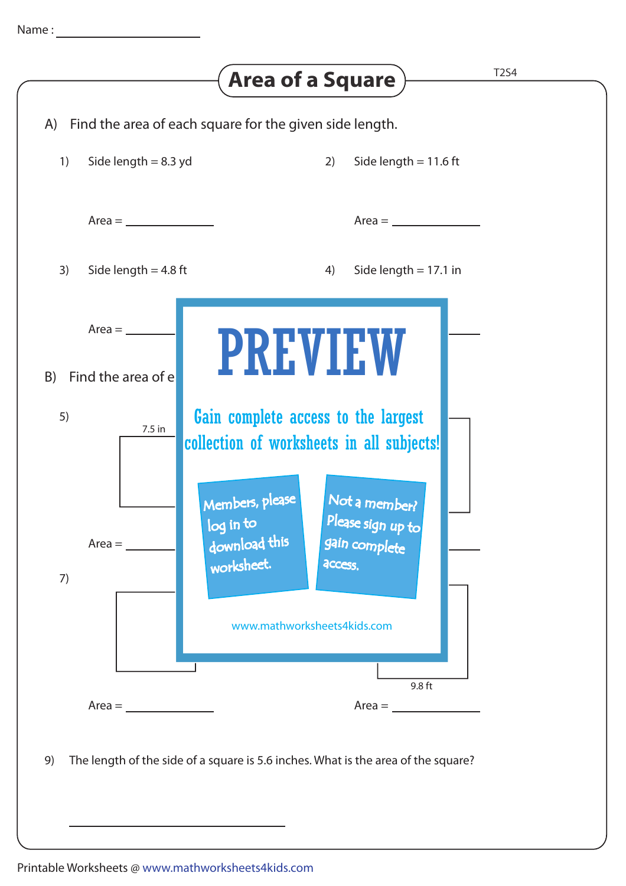Name : ____________________

# Area of a Square

T2S4

A) Find the area of each square for the given side length.

1) Side length = 8.3 yd

Area = ____________

2) Side length = 11.6 ft

Area = ____________

3) Side length = 4.8 ft

Area = ____________

4) Side length = 17.1 in

Area = ____________

B) Find the area of e

5)

7.5 in

Area = ____________

7)

9.8 ft

Area = ____________

Area = ____________

**PREVIEW**

Gain complete access to the largest collection of worksheets in all subjects!

Members, please log in to download this worksheet.

Not a member? Please sign up to gain complete access.

www.mathworksheets4kids.com

9) The length of the side of a square is 5.6 inches. What is the area of the square?

______________________________

Printable Worksheets @ www.mathworksheets4kids.com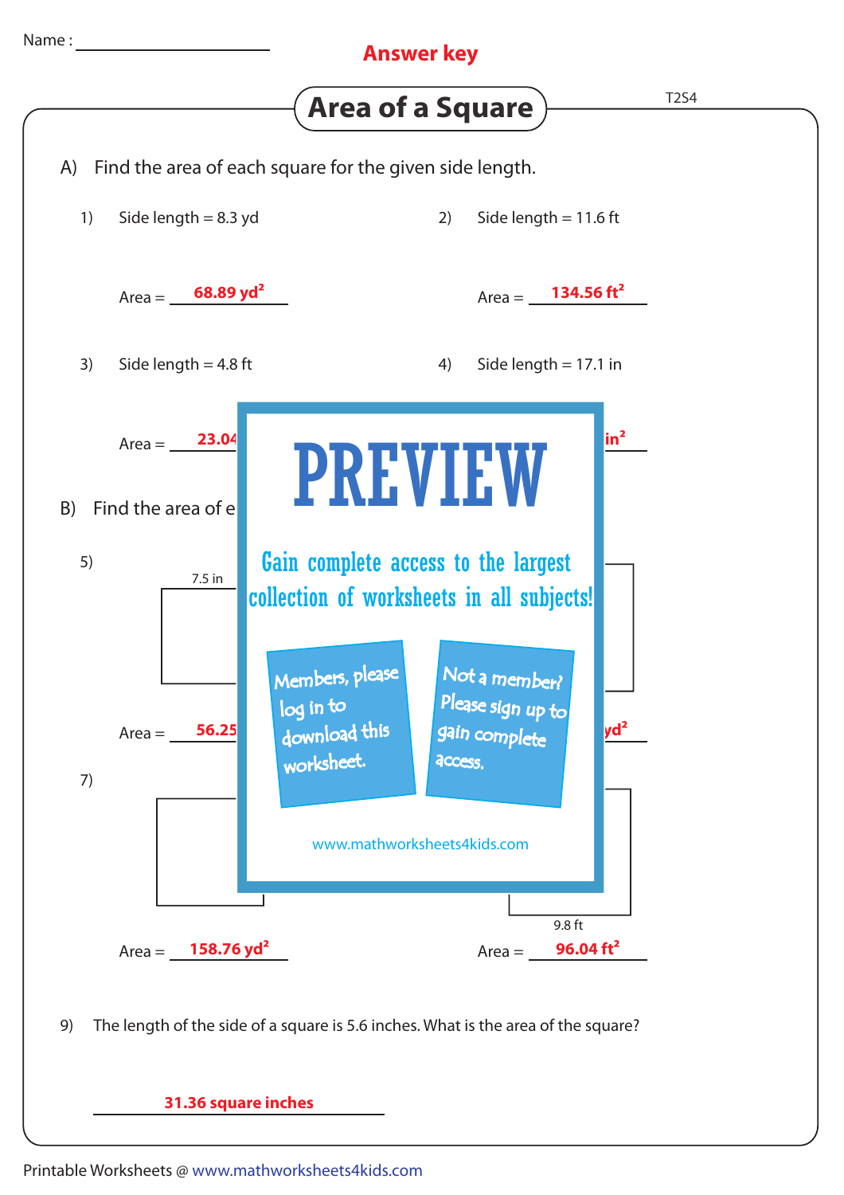Name : ____________________

**Answer key**

# Area of a Square

T2S4

A) Find the area of each square for the given side length.

1) Side length = 8.3 yd

Area = **68.89 yd²**

2) Side length = 11.6 ft

Area = **134.56 ft²**

3) Side length = 4.8 ft

Area = **23.04**

4) Side length = 17.1 in

Area = **in²**

B) Find the area of e

5)

7.5 in

Area = **56.25**

Area = **yd²**

7)

Area = **158.76 yd²**

9.8 ft

Area = **96.04 ft²**

**PREVIEW**

Gain complete access to the largest collection of worksheets in all subjects!

Members, please log in to download this worksheet.

Not a member? Please sign up to gain complete access.

www.mathworksheets4kids.com

9) The length of the side of a square is 5.6 inches. What is the area of the square?

**31.36 square inches**

Printable Worksheets @ www.mathworksheets4kids.com